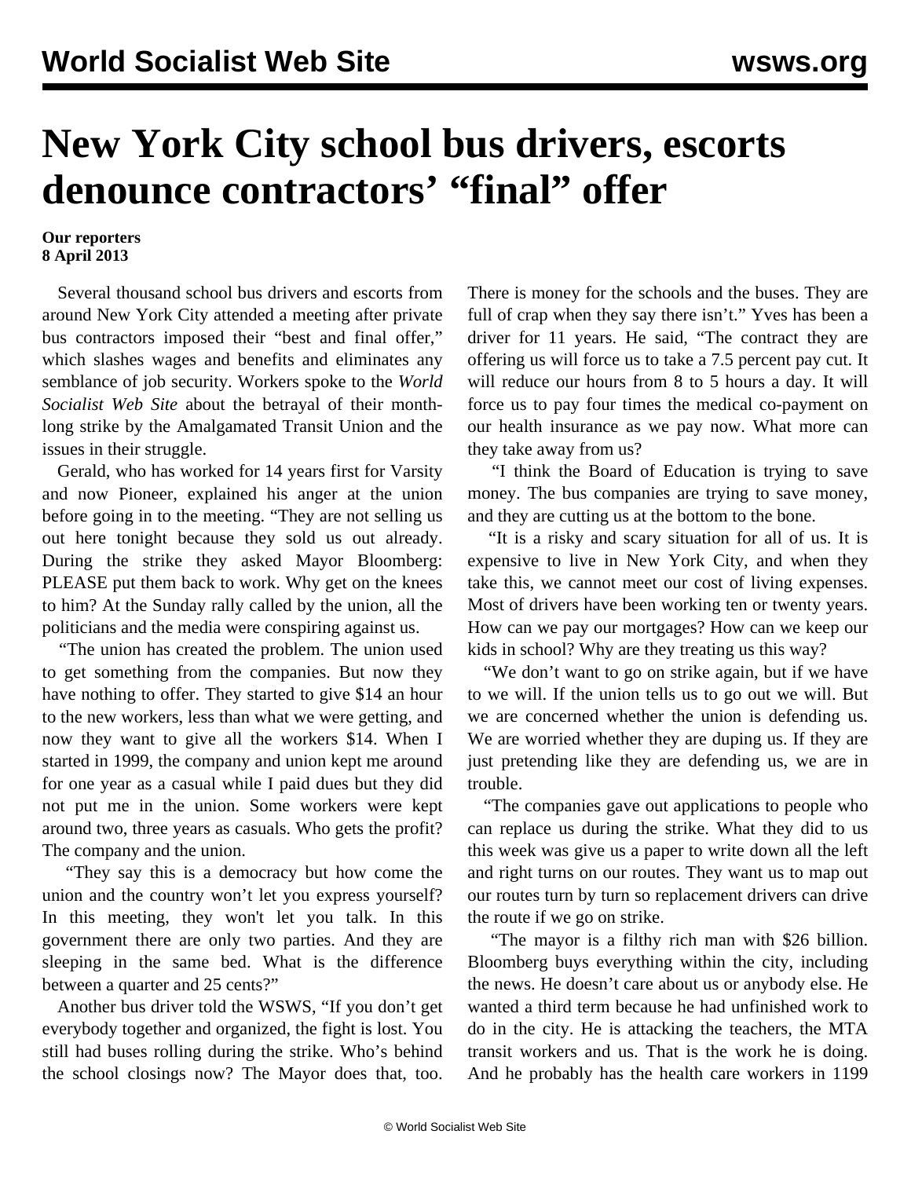# New York City school bus drivers, escorts denounce contractors' "final" offer

**Our reporters**
**8 April 2013**

Several thousand school bus drivers and escorts from around New York City attended a meeting after private bus contractors imposed their "best and final offer," which slashes wages and benefits and eliminates any semblance of job security. Workers spoke to the *World Socialist Web Site* about the betrayal of their month-long strike by the Amalgamated Transit Union and the issues in their struggle.

Gerald, who has worked for 14 years first for Varsity and now Pioneer, explained his anger at the union before going in to the meeting. "They are not selling us out here tonight because they sold us out already. During the strike they asked Mayor Bloomberg: PLEASE put them back to work. Why get on the knees to him? At the Sunday rally called by the union, all the politicians and the media were conspiring against us.

"The union has created the problem. The union used to get something from the companies. But now they have nothing to offer. They started to give $14 an hour to the new workers, less than what we were getting, and now they want to give all the workers $14. When I started in 1999, the company and union kept me around for one year as a casual while I paid dues but they did not put me in the union. Some workers were kept around two, three years as casuals. Who gets the profit? The company and the union.

"They say this is a democracy but how come the union and the country won't let you express yourself? In this meeting, they won't let you talk. In this government there are only two parties. And they are sleeping in the same bed. What is the difference between a quarter and 25 cents?"

Another bus driver told the WSWS, "If you don't get everybody together and organized, the fight is lost. You still had buses rolling during the strike. Who's behind the school closings now? The Mayor does that, too. There is money for the schools and the buses. They are full of crap when they say there isn't." Yves has been a driver for 11 years. He said, "The contract they are offering us will force us to take a 7.5 percent pay cut. It will reduce our hours from 8 to 5 hours a day. It will force us to pay four times the medical co-payment on our health insurance as we pay now. What more can they take away from us?

"I think the Board of Education is trying to save money. The bus companies are trying to save money, and they are cutting us at the bottom to the bone.

"It is a risky and scary situation for all of us. It is expensive to live in New York City, and when they take this, we cannot meet our cost of living expenses. Most of drivers have been working ten or twenty years. How can we pay our mortgages? How can we keep our kids in school? Why are they treating us this way?

"We don't want to go on strike again, but if we have to we will. If the union tells us to go out we will. But we are concerned whether the union is defending us. We are worried whether they are duping us. If they are just pretending like they are defending us, we are in trouble.

"The companies gave out applications to people who can replace us during the strike. What they did to us this week was give us a paper to write down all the left and right turns on our routes. They want us to map out our routes turn by turn so replacement drivers can drive the route if we go on strike.

"The mayor is a filthy rich man with $26 billion. Bloomberg buys everything within the city, including the news. He doesn't care about us or anybody else. He wanted a third term because he had unfinished work to do in the city. He is attacking the teachers, the MTA transit workers and us. That is the work he is doing. And he probably has the health care workers in 1199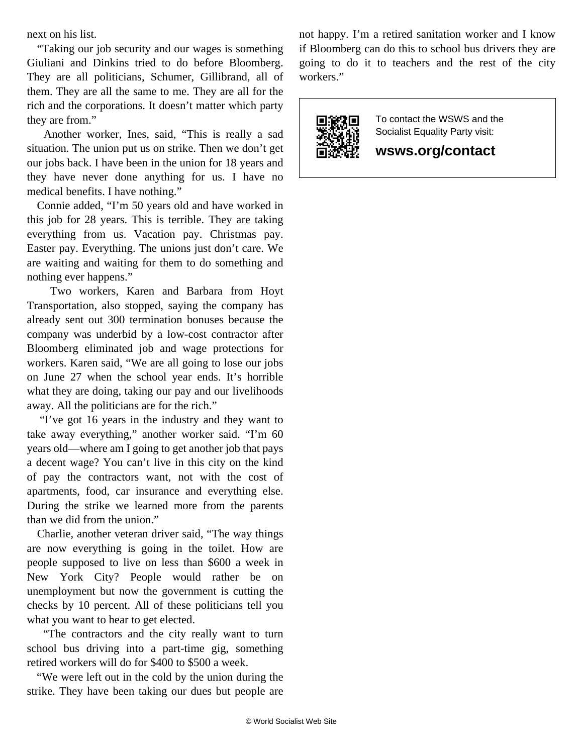next on his list.

"Taking our job security and our wages is something Giuliani and Dinkins tried to do before Bloomberg. They are all politicians, Schumer, Gillibrand, all of them. They are all the same to me. They are all for the rich and the corporations. It doesn't matter which party they are from."

Another worker, Ines, said, "This is really a sad situation. The union put us on strike. Then we don't get our jobs back. I have been in the union for 18 years and they have never done anything for us. I have no medical benefits. I have nothing."

Connie added, "I'm 50 years old and have worked in this job for 28 years. This is terrible. They are taking everything from us. Vacation pay. Christmas pay. Easter pay. Everything. The unions just don't care. We are waiting and waiting for them to do something and nothing ever happens."

Two workers, Karen and Barbara from Hoyt Transportation, also stopped, saying the company has already sent out 300 termination bonuses because the company was underbid by a low-cost contractor after Bloomberg eliminated job and wage protections for workers. Karen said, "We are all going to lose our jobs on June 27 when the school year ends. It's horrible what they are doing, taking our pay and our livelihoods away. All the politicians are for the rich."

"I've got 16 years in the industry and they want to take away everything," another worker said. "I'm 60 years old—where am I going to get another job that pays a decent wage? You can't live in this city on the kind of pay the contractors want, not with the cost of apartments, food, car insurance and everything else. During the strike we learned more from the parents than we did from the union."

Charlie, another veteran driver said, "The way things are now everything is going in the toilet. How are people supposed to live on less than $600 a week in New York City? People would rather be on unemployment but now the government is cutting the checks by 10 percent. All of these politicians tell you what you want to hear to get elected.

"The contractors and the city really want to turn school bus driving into a part-time gig, something retired workers will do for $400 to $500 a week.

"We were left out in the cold by the union during the strike. They have been taking our dues but people are not happy. I'm a retired sanitation worker and I know if Bloomberg can do this to school bus drivers they are going to do it to teachers and the rest of the city workers."

To contact the WSWS and the Socialist Equality Party visit:

**wsws.org/contact**